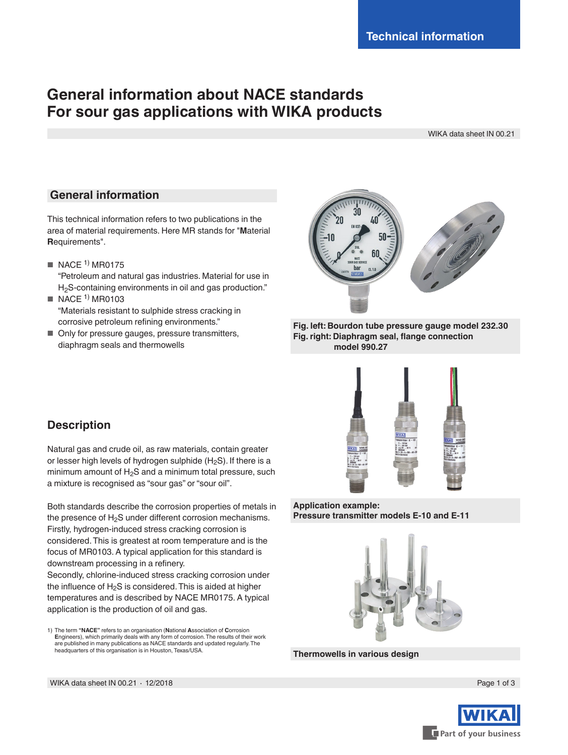Technical information

# General information about NACE standards For sour gas applications with WIKA products

WIKA data sheet IN 00.21

## General information

This technical information refers to two publications in the area of material requirements. Here MR stands for "**M**aterial **R**equirements".

- NACE [1] MR0175
  "Petroleum and natural gas industries. Material for use in $H_2S$-containing environments in oil and gas production."
- NACE [1] MR0103
  "Materials resistant to sulphide stress cracking in corrosive petroleum refining environments."
- Only for pressure gauges, pressure transmitters, diaphragm seals and thermowells

**Fig. left: Bourdon tube pressure gauge model 232.30**
**Fig. right: Diaphragm seal, flange connection model 990.27**

## Description

Natural gas and crude oil, as raw materials, contain greater or lesser high levels of hydrogen sulphide ($H_2S$). If there is a minimum amount of $H_2S$ and a minimum total pressure, such a mixture is recognised as "sour gas" or "sour oil".

Both standards describe the corrosion properties of metals in the presence of $H_2S$ under different corrosion mechanisms. Firstly, hydrogen-induced stress cracking corrosion is considered. This is greatest at room temperature and is the focus of MR0103. A typical application for this standard is downstream processing in a refinery.
Secondly, chlorine-induced stress cracking corrosion under the influence of $H_2S$ is considered. This is aided at higher temperatures and is described by NACE MR0175. A typical application is the production of oil and gas.

**Application example:**
**Pressure transmitter models E-10 and E-11**

**Thermowells in various design**

1) The term **"NACE"** refers to an organisation (**N**ational **A**ssociation of **C**orrosion **E**ngineers), which primarily deals with any form of corrosion. The results of their work are published in many publications as NACE standards and updated regularly. The headquarters of this organisation is in Houston, Texas/USA.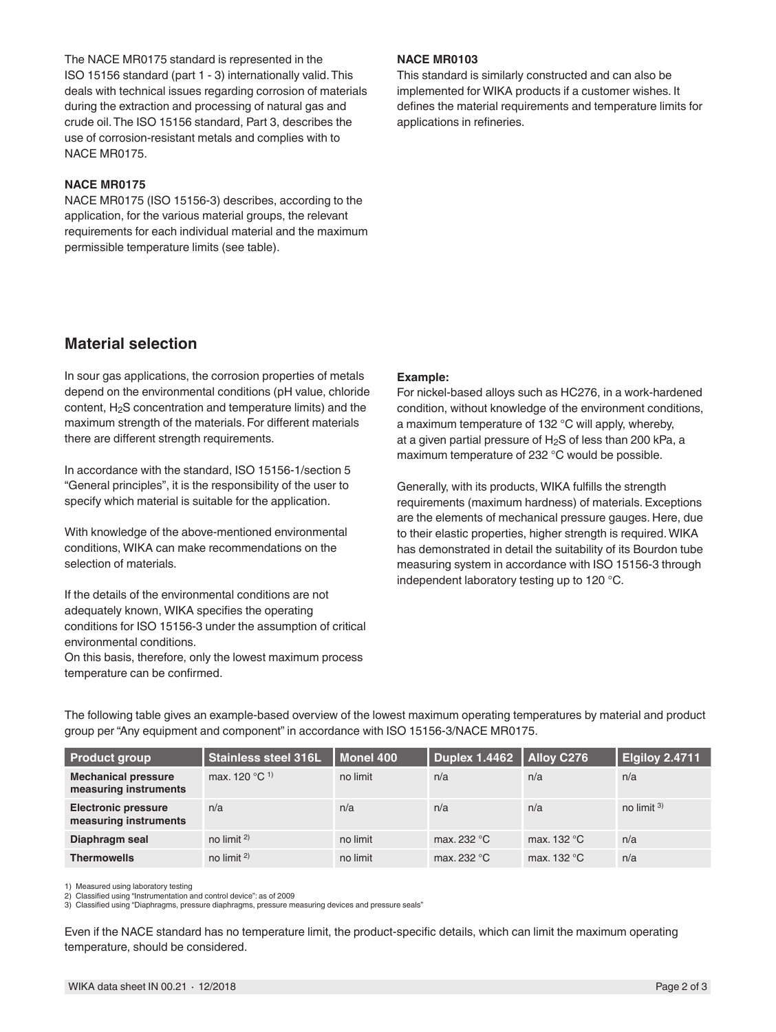The NACE MR0175 standard is represented in the ISO 15156 standard (part 1 - 3) internationally valid. This deals with technical issues regarding corrosion of materials during the extraction and processing of natural gas and crude oil. The ISO 15156 standard, Part 3, describes the use of corrosion-resistant metals and complies with to NACE MR0175.

**NACE MR0175**

NACE MR0175 (ISO 15156-3) describes, according to the application, for the various material groups, the relevant requirements for each individual material and the maximum permissible temperature limits (see table).

**NACE MR0103**

This standard is similarly constructed and can also be implemented for WIKA products if a customer wishes. It defines the material requirements and temperature limits for applications in refineries.

## Material selection

In sour gas applications, the corrosion properties of metals depend on the environmental conditions (pH value, chloride content, $H_2S$ concentration and temperature limits) and the maximum strength of the materials. For different materials there are different strength requirements.

In accordance with the standard, ISO 15156-1/section 5 "General principles", it is the responsibility of the user to specify which material is suitable for the application.

With knowledge of the above-mentioned environmental conditions, WIKA can make recommendations on the selection of materials.

If the details of the environmental conditions are not adequately known, WIKA specifies the operating conditions for ISO 15156-3 under the assumption of critical environmental conditions.
On this basis, therefore, only the lowest maximum process temperature can be confirmed.

**Example:**

For nickel-based alloys such as HC276, in a work-hardened condition, without knowledge of the environment conditions, a maximum temperature of 132 °C will apply, whereby, at a given partial pressure of $H_2S$ of less than 200 kPa, a maximum temperature of 232 °C would be possible.

Generally, with its products, WIKA fulfills the strength requirements (maximum hardness) of materials. Exceptions are the elements of mechanical pressure gauges. Here, due to their elastic properties, higher strength is required. WIKA has demonstrated in detail the suitability of its Bourdon tube measuring system in accordance with ISO 15156-3 through independent laboratory testing up to 120 °C.

The following table gives an example-based overview of the lowest maximum operating temperatures by material and product group per "Any equipment and component" in accordance with ISO 15156-3/NACE MR0175.

| Product group | Stainless steel 316L | Monel 400 | Duplex 1.4462 | Alloy C276 | Elgiloy 2.4711 |
|---|---|---|---|---|---|
| **Mechanical pressure measuring instruments** | max. 120 °C [1] | no limit | n/a | n/a | n/a |
| **Electronic pressure measuring instruments** | n/a | n/a | n/a | n/a | no limit [3] |
| **Diaphragm seal** | no limit [2] | no limit | max. 232 °C | max. 132 °C | n/a |
| **Thermowells** | no limit [2] | no limit | max. 232 °C | max. 132 °C | n/a |

1) Measured using laboratory testing
2) Classified using "Instrumentation and control device": as of 2009
3) Classified using "Diaphragms, pressure diaphragms, pressure measuring devices and pressure seals"

Even if the NACE standard has no temperature limit, the product-specific details, which can limit the maximum operating temperature, should be considered.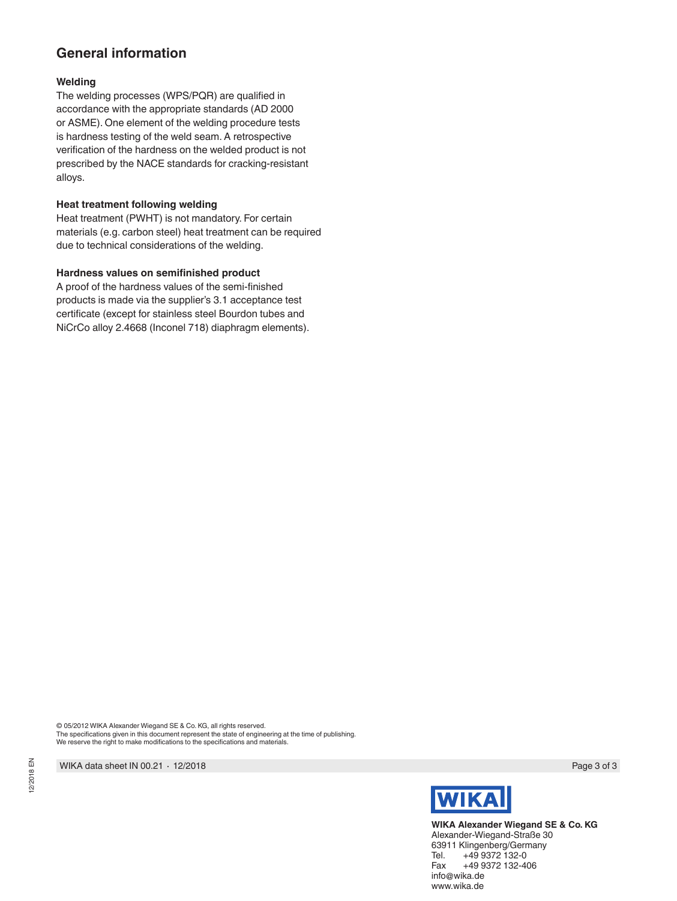## General information

### Welding

The welding processes (WPS/PQR) are qualified in accordance with the appropriate standards (AD 2000 or ASME). One element of the welding procedure tests is hardness testing of the weld seam. A retrospective verification of the hardness on the welded product is not prescribed by the NACE standards for cracking-resistant alloys.

### Heat treatment following welding

Heat treatment (PWHT) is not mandatory. For certain materials (e.g. carbon steel) heat treatment can be required due to technical considerations of the welding.

### Hardness values on semifinished product

A proof of the hardness values of the semi-finished products is made via the supplier's 3.1 acceptance test certificate (except for stainless steel Bourdon tubes and NiCrCo alloy 2.4668 (Inconel 718) diaphragm elements).

© 05/2012 WIKA Alexander Wiegand SE & Co. KG, all rights reserved.
The specifications given in this document represent the state of engineering at the time of publishing.
We reserve the right to make modifications to the specifications and materials.

**WIKA Alexander Wiegand SE & Co. KG**
Alexander-Wiegand-Straße 30
63911 Klingenberg/Germany
Tel. +49 9372 132-0
Fax +49 9372 132-406
info@wika.de
www.wika.de